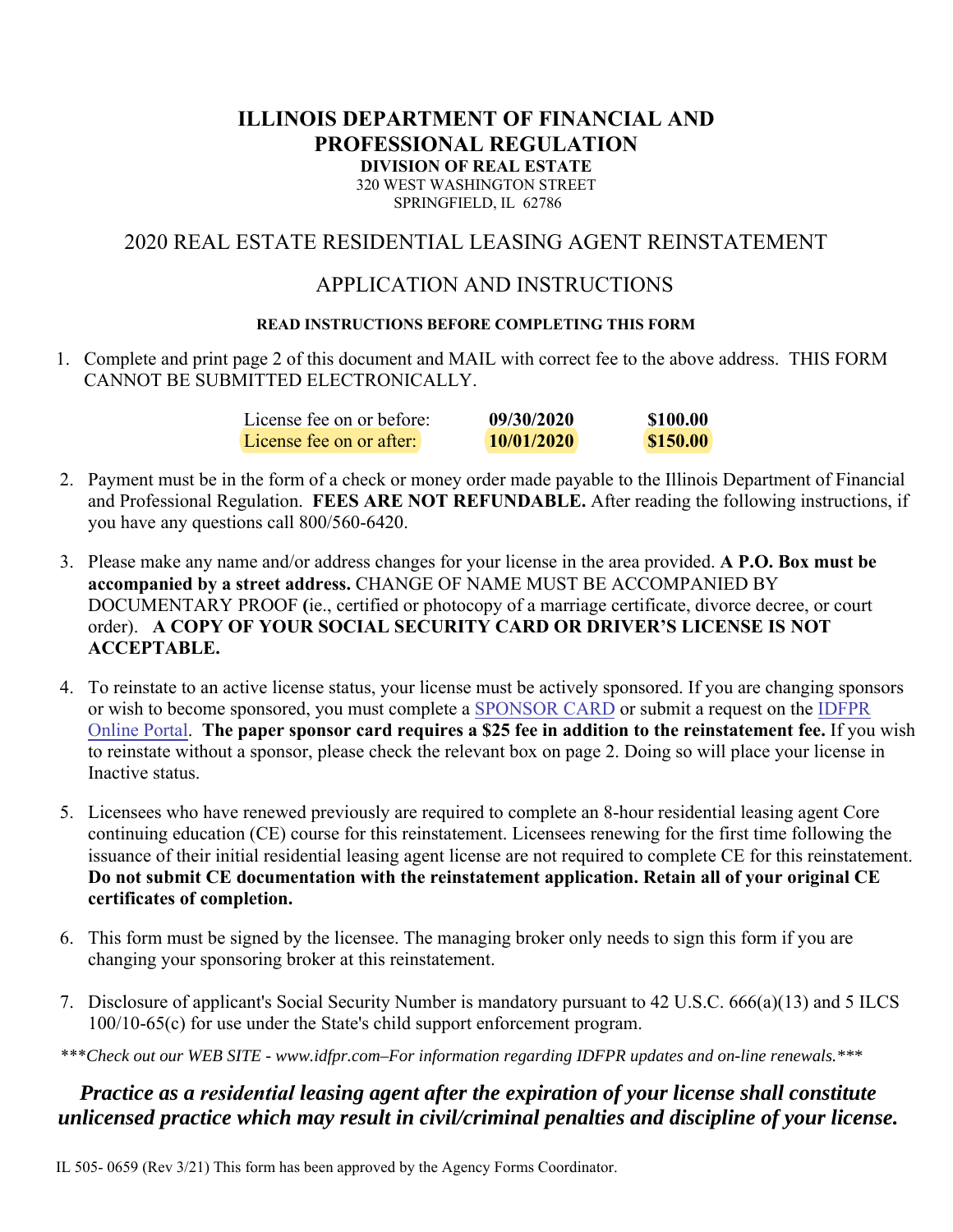# ILLINOIS DEPARTMENT OF FINANCIAL AND PROFESSIONAL REGULATION

**DIVISION OF REAL ESTATE**
320 WEST WASHINGTON STREET
SPRINGFIELD, IL 62786

## 2020 REAL ESTATE RESIDENTIAL LEASING AGENT REINSTATEMENT

## APPLICATION AND INSTRUCTIONS

**READ INSTRUCTIONS BEFORE COMPLETING THIS FORM**

1. Complete and print page 2 of this document and MAIL with correct fee to the above address. THIS FORM CANNOT BE SUBMITTED ELECTRONICALLY.

| | | |
|---|---|---|
| License fee on or before: | **09/30/2020** | **$100.00** |
| License fee on or after: | **10/01/2020** | **$150.00** |

2. Payment must be in the form of a check or money order made payable to the Illinois Department of Financial and Professional Regulation. **FEES ARE NOT REFUNDABLE.** After reading the following instructions, if you have any questions call 800/560-6420.

3. Please make any name and/or address changes for your license in the area provided. **A P.O. Box must be accompanied by a street address.** CHANGE OF NAME MUST BE ACCOMPANIED BY DOCUMENTARY PROOF **(**ie., certified or photocopy of a marriage certificate, divorce decree, or court order). **A COPY OF YOUR SOCIAL SECURITY CARD OR DRIVER'S LICENSE IS NOT ACCEPTABLE.**

4. To reinstate to an active license status, your license must be actively sponsored. If you are changing sponsors or wish to become sponsored, you must complete a SPONSOR CARD or submit a request on the IDFPR Online Portal. **The paper sponsor card requires a $25 fee in addition to the reinstatement fee.** If you wish to reinstate without a sponsor, please check the relevant box on page 2. Doing so will place your license in Inactive status.

5. Licensees who have renewed previously are required to complete an 8-hour residential leasing agent Core continuing education (CE) course for this reinstatement. Licensees renewing for the first time following the issuance of their initial residential leasing agent license are not required to complete CE for this reinstatement. **Do not submit CE documentation with the reinstatement application. Retain all of your original CE certificates of completion.**

6. This form must be signed by the licensee. The managing broker only needs to sign this form if you are changing your sponsoring broker at this reinstatement.

7. Disclosure of applicant's Social Security Number is mandatory pursuant to 42 U.S.C. 666(a)(13) and 5 ILCS 100/10-65(c) for use under the State's child support enforcement program.

*\*\*\*Check out our WEB SITE - www.idfpr.com–For information regarding IDFPR updates and on-line renewals.\*\*\**

***Practice as a residential leasing agent after the expiration of your license shall constitute unlicensed practice which may result in civil/criminal penalties and discipline of your license.***

IL 505- 0659 (Rev 3/21) This form has been approved by the Agency Forms Coordinator.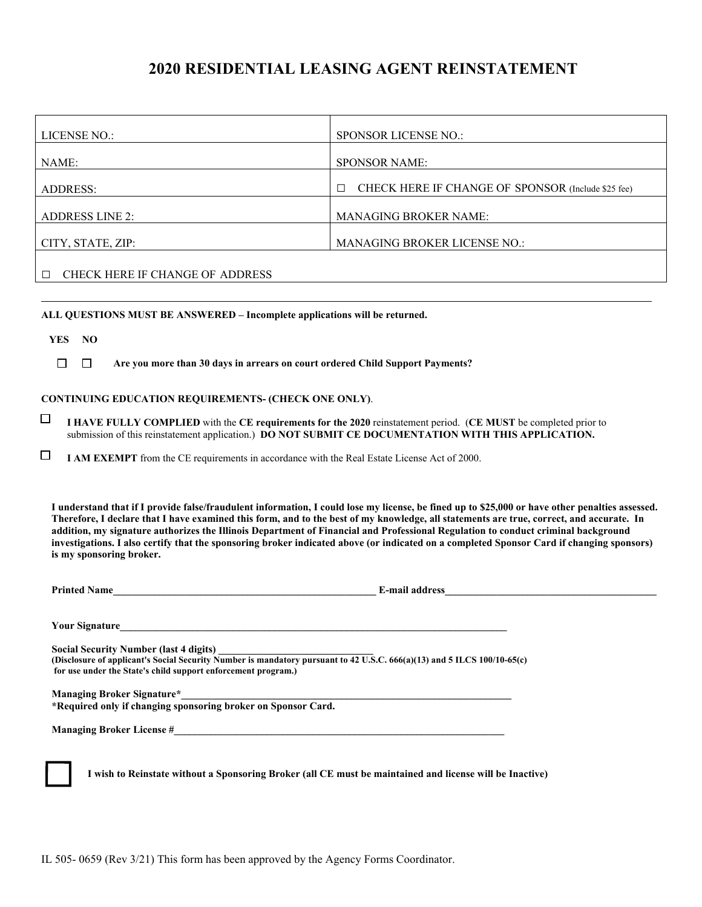# 2020 RESIDENTIAL LEASING AGENT REINSTATEMENT

| | |
|---|---|
| LICENSE NO.: | SPONSOR LICENSE NO.: |
| NAME: | SPONSOR NAME: |
| ADDRESS: | ☐ CHECK HERE IF CHANGE OF SPONSOR (Include $25 fee) |
| ADDRESS LINE 2: | MANAGING BROKER NAME: |
| CITY, STATE, ZIP: | MANAGING BROKER LICENSE NO.: |
| ☐ CHECK HERE IF CHANGE OF ADDRESS | |

**ALL QUESTIONS MUST BE ANSWERED – Incomplete applications will be returned.**

**YES NO**

☐ ☐ **Are you more than 30 days in arrears on court ordered Child Support Payments?**

**CONTINUING EDUCATION REQUIREMENTS- (CHECK ONE ONLY)**.

☐ **I HAVE FULLY COMPLIED** with the **CE requirements for the 2020** reinstatement period. (**CE MUST** be completed prior to submission of this reinstatement application.) **DO NOT SUBMIT CE DOCUMENTATION WITH THIS APPLICATION.**

☐ **I AM EXEMPT** from the CE requirements in accordance with the Real Estate License Act of 2000.

**I understand that if I provide false/fraudulent information, I could lose my license, be fined up to $25,000 or have other penalties assessed. Therefore, I declare that I have examined this form, and to the best of my knowledge, all statements are true, correct, and accurate. In addition, my signature authorizes the Illinois Department of Financial and Professional Regulation to conduct criminal background investigations. I also certify that the sponsoring broker indicated above (or indicated on a completed Sponsor Card if changing sponsors) is my sponsoring broker.**

**Printed Name**______________________________ **E-mail address**______________________________

**Your Signature**______________________________

**Social Security Number (last 4 digits)** ______________
**(Disclosure of applicant's Social Security Number is mandatory pursuant to 42 U.S.C. 666(a)(13) and 5 ILCS 100/10-65(c) for use under the State's child support enforcement program.)**

**Managing Broker Signature***______________________________
***Required only if changing sponsoring broker on Sponsor Card.**

**Managing Broker License #**______________________________

☐ **I wish to Reinstate without a Sponsoring Broker (all CE must be maintained and license will be Inactive)**

IL 505- 0659 (Rev 3/21) This form has been approved by the Agency Forms Coordinator.